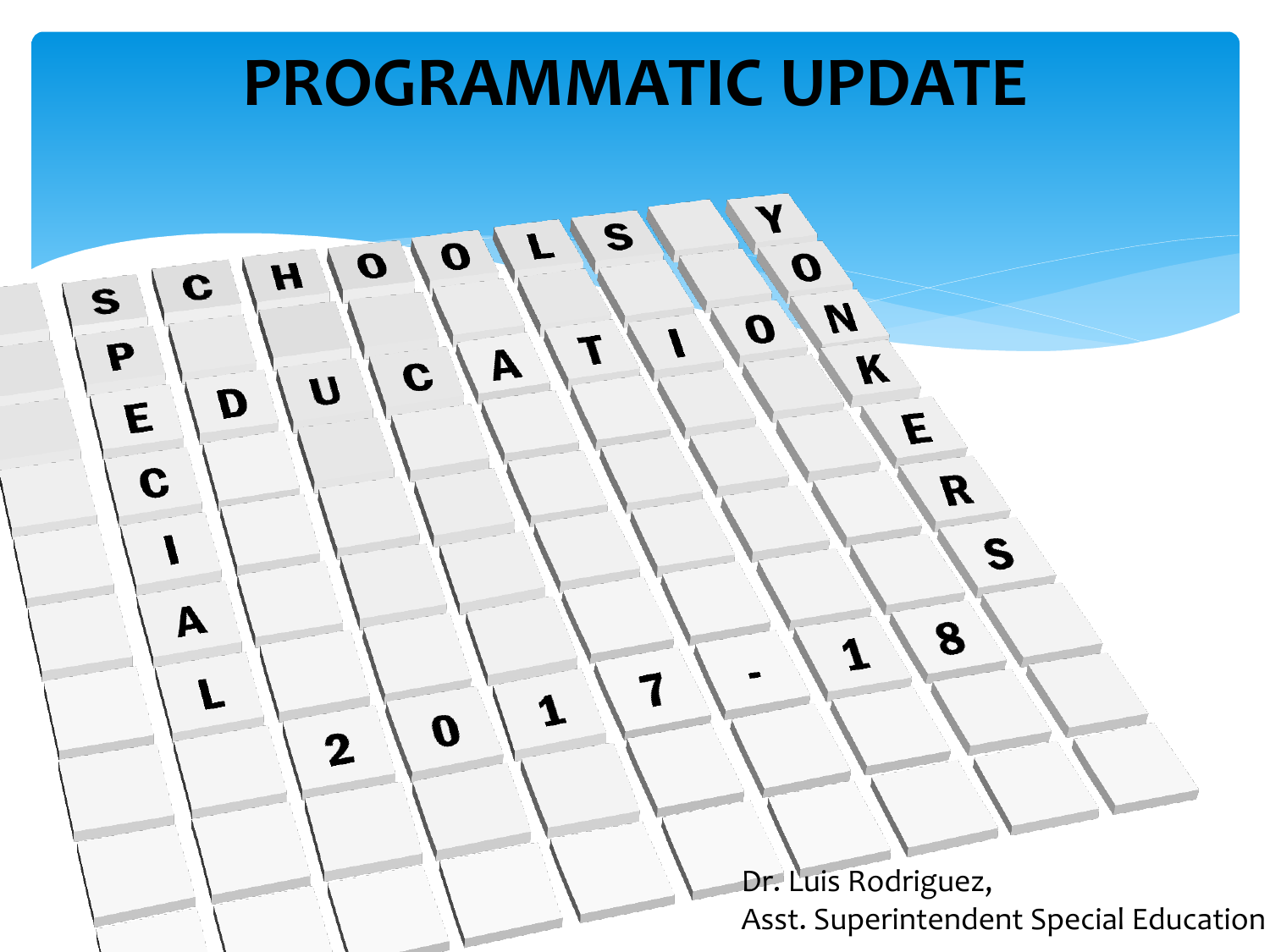# PROGRAMMATIC UPDATE

SCHOOLS YONKERS

SPECIAL EDUCATION

2017-18

Dr. Luis Rodriguez,
Asst. Superintendent Special Education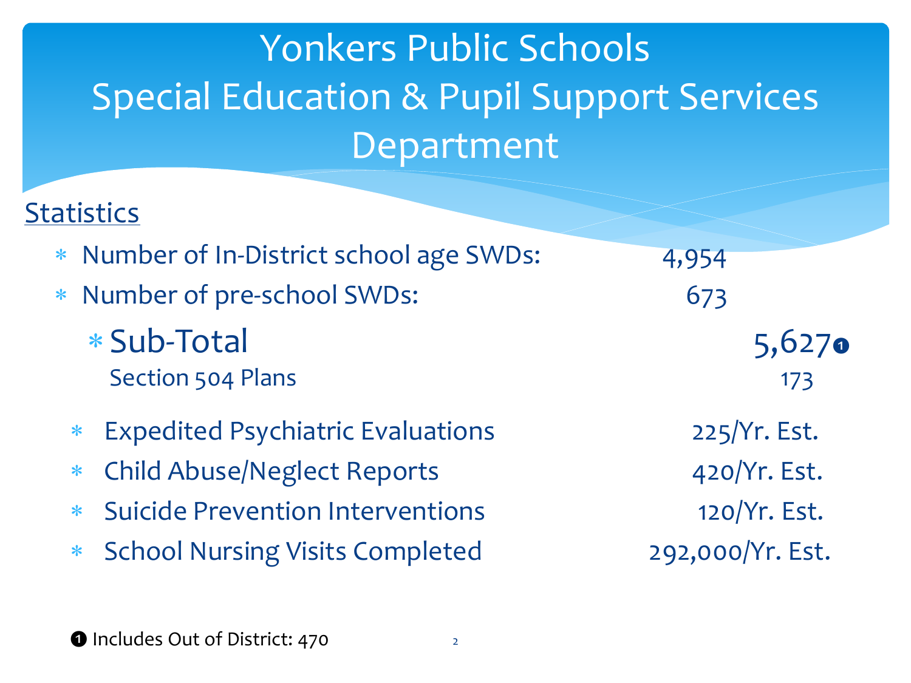# Yonkers Public Schools
# Special Education & Pupil Support Services Department

## Statistics

| | |
|---|---|
| Number of In-District school age SWDs: | 4,954 |
| Number of pre-school SWDs: | 673 |
| **Sub-Total** | **5,627** ❶ |
| Section 504 Plans | 173 |
| Expedited Psychiatric Evaluations | 225/Yr. Est. |
| Child Abuse/Neglect Reports | 420/Yr. Est. |
| Suicide Prevention Interventions | 120/Yr. Est. |
| School Nursing Visits Completed | 292,000/Yr. Est. |

❶ Includes Out of District: 470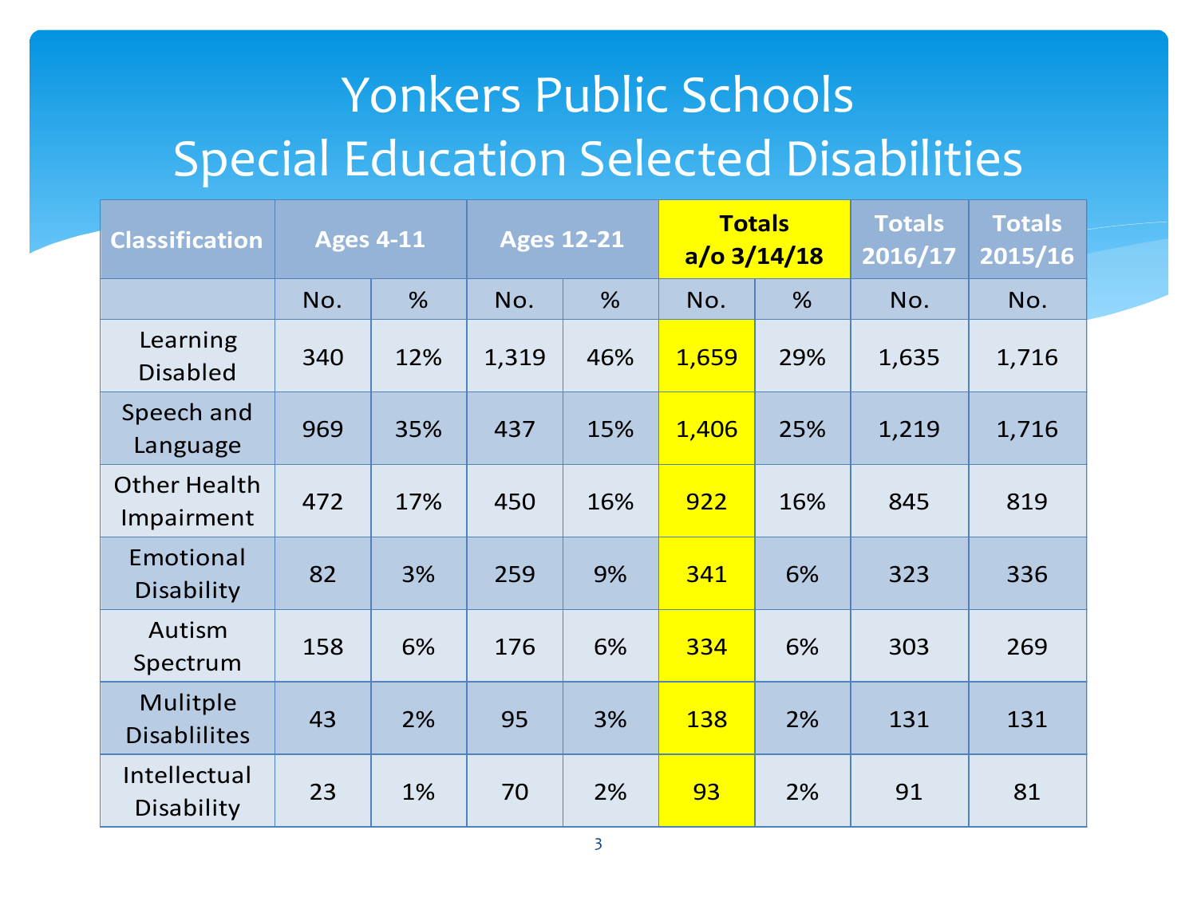# Yonkers Public Schools
## Special Education Selected Disabilities

| Classification | Ages 4-11 | | Ages 12-21 | | Totals a/o 3/14/18 | | Totals 2016/17 | Totals 2015/16 |
|---|---|---|---|---|---|---|---|---|
| | No. | % | No. | % | No. | % | No. | No. |
| Learning Disabled | 340 | 12% | 1,319 | 46% | 1,659 | 29% | 1,635 | 1,716 |
| Speech and Language | 969 | 35% | 437 | 15% | 1,406 | 25% | 1,219 | 1,716 |
| Other Health Impairment | 472 | 17% | 450 | 16% | 922 | 16% | 845 | 819 |
| Emotional Disability | 82 | 3% | 259 | 9% | 341 | 6% | 323 | 336 |
| Autism Spectrum | 158 | 6% | 176 | 6% | 334 | 6% | 303 | 269 |
| Mulitple Disablilites | 43 | 2% | 95 | 3% | 138 | 2% | 131 | 131 |
| Intellectual Disability | 23 | 1% | 70 | 2% | 93 | 2% | 91 | 81 |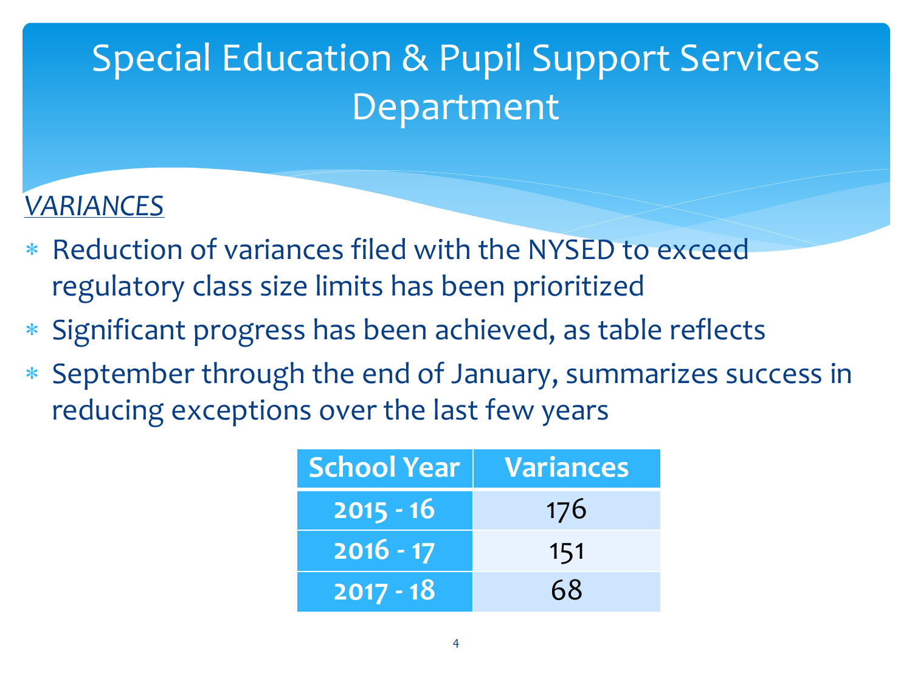# Special Education & Pupil Support Services Department

*VARIANCES*

- Reduction of variances filed with the NYSED to exceed regulatory class size limits has been prioritized
- Significant progress has been achieved, as table reflects
- September through the end of January, summarizes success in reducing exceptions over the last few years

| School Year | Variances |
|---|---|
| 2015 - 16 | 176 |
| 2016 - 17 | 151 |
| 2017 - 18 | 68 |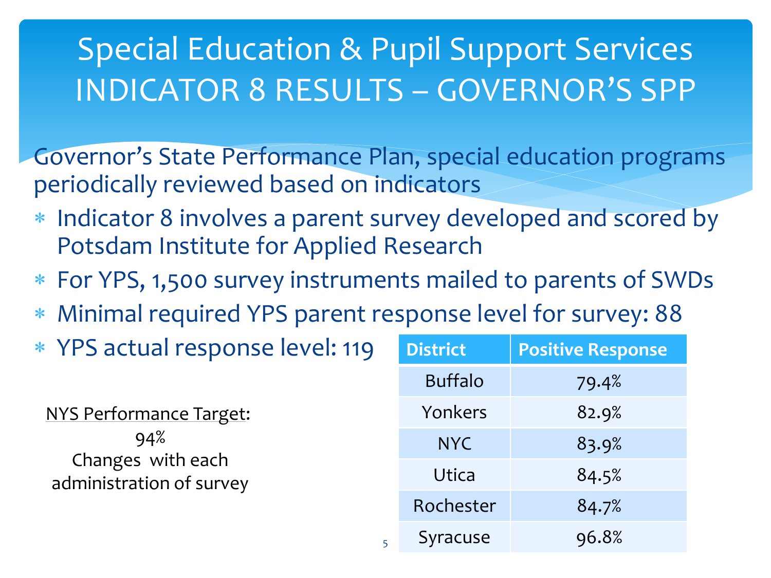# Special Education & Pupil Support Services
## INDICATOR 8 RESULTS – GOVERNOR'S SPP

Governor's State Performance Plan, special education programs periodically reviewed based on indicators

- Indicator 8 involves a parent survey developed and scored by Potsdam Institute for Applied Research
- For YPS, 1,500 survey instruments mailed to parents of SWDs
- Minimal required YPS parent response level for survey: 88
- YPS actual response level: 119

NYS Performance Target:
94%
Changes with each administration of survey

| District | Positive Response |
|---|---|
| Buffalo | 79.4% |
| Yonkers | 82.9% |
| NYC | 83.9% |
| Utica | 84.5% |
| Rochester | 84.7% |
| Syracuse | 96.8% |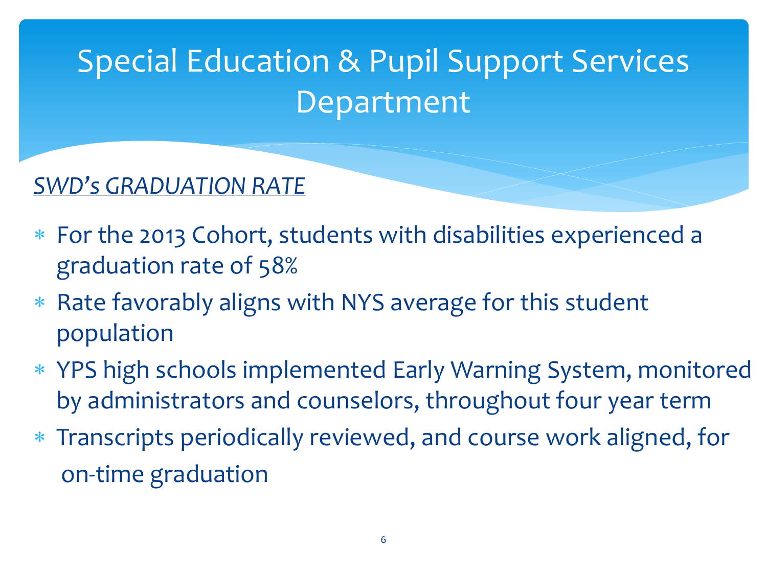# Special Education & Pupil Support Services Department

*SWD's GRADUATION RATE*

- For the 2013 Cohort, students with disabilities experienced a graduation rate of 58%
- Rate favorably aligns with NYS average for this student population
- YPS high schools implemented Early Warning System, monitored by administrators and counselors, throughout four year term
- Transcripts periodically reviewed, and course work aligned, for on-time graduation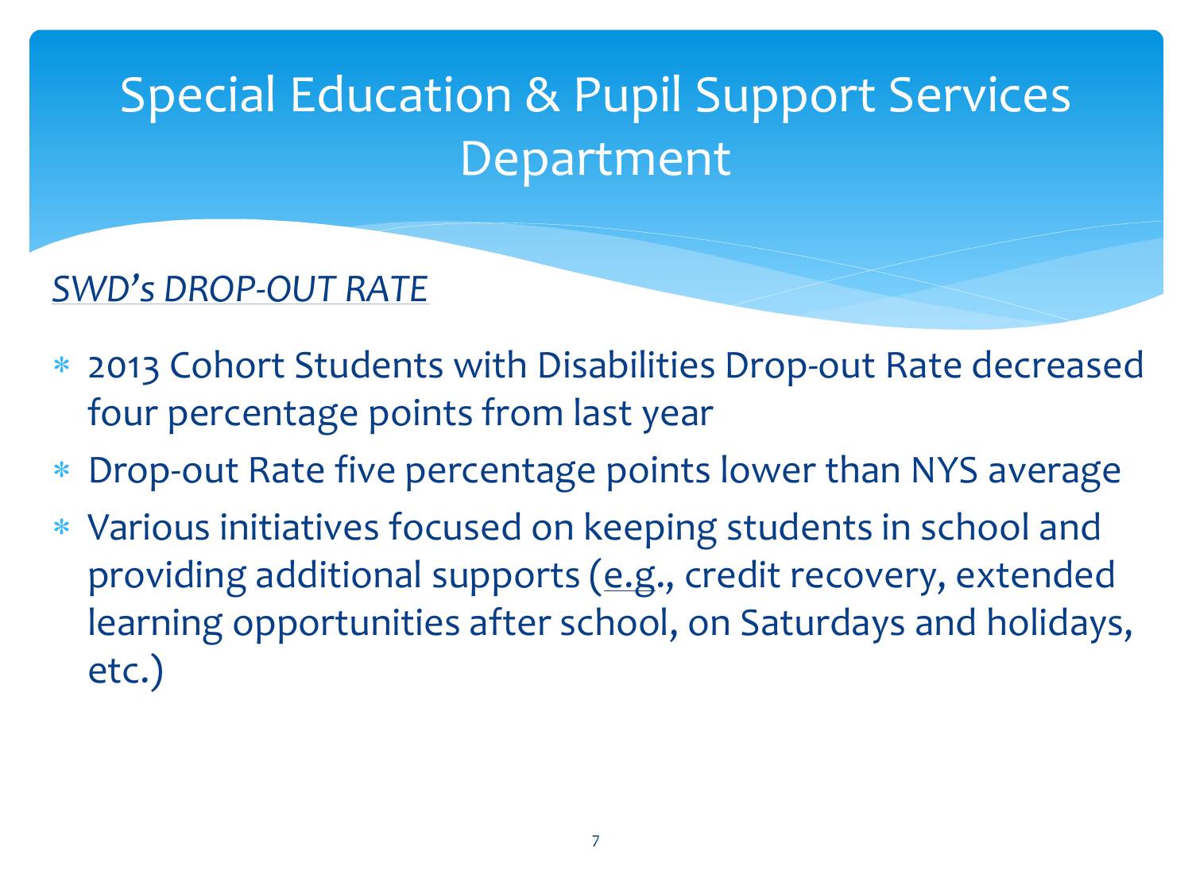# Special Education & Pupil Support Services Department

*SWD's DROP-OUT RATE*

- 2013 Cohort Students with Disabilities Drop-out Rate decreased four percentage points from last year
- Drop-out Rate five percentage points lower than NYS average
- Various initiatives focused on keeping students in school and providing additional supports (e.g., credit recovery, extended learning opportunities after school, on Saturdays and holidays, etc.)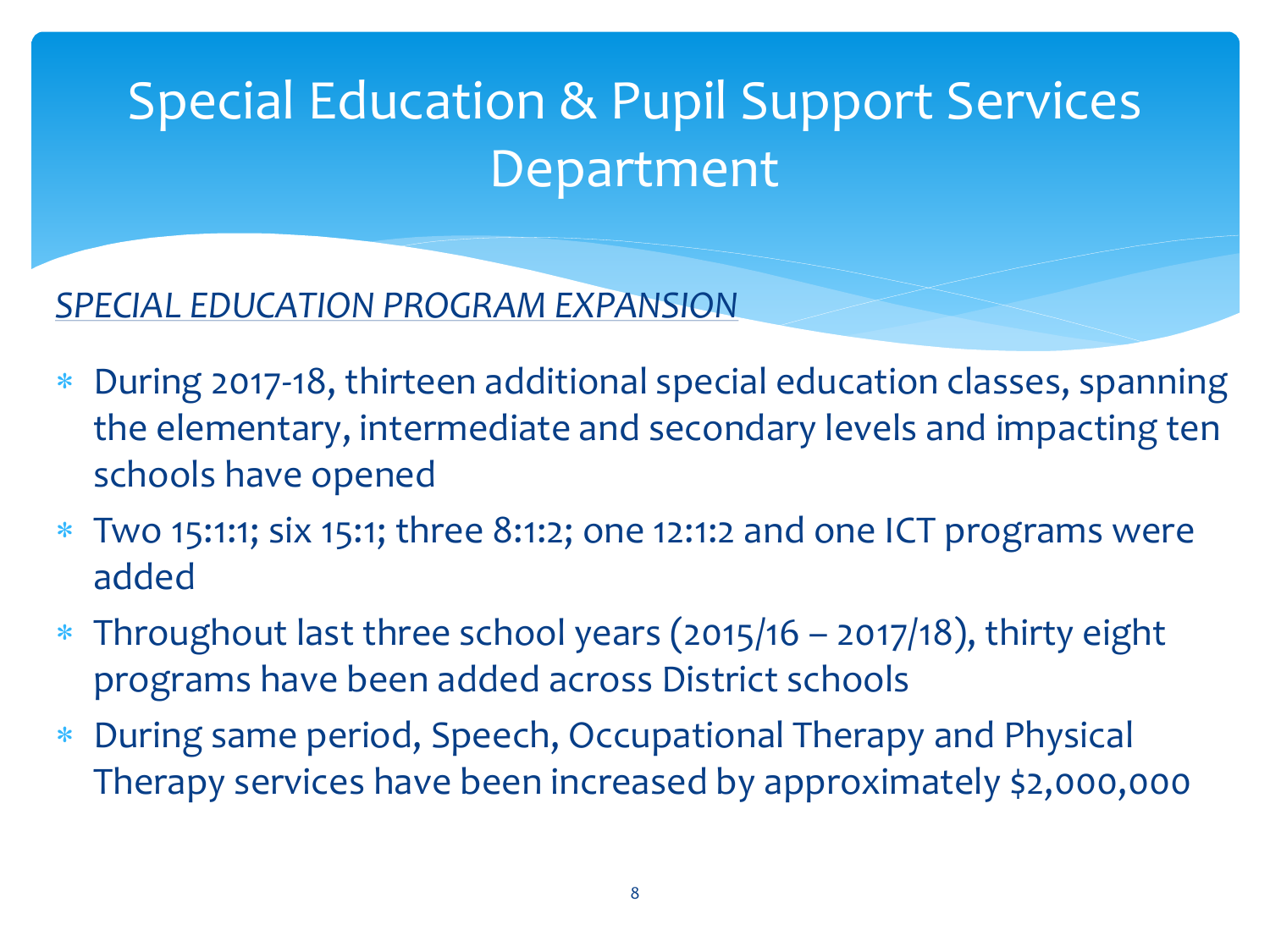# Special Education & Pupil Support Services Department

*SPECIAL EDUCATION PROGRAM EXPANSION*

- During 2017-18, thirteen additional special education classes, spanning the elementary, intermediate and secondary levels and impacting ten schools have opened
- Two 15:1:1; six 15:1; three 8:1:2; one 12:1:2 and one ICT programs were added
- Throughout last three school years (2015/16 – 2017/18), thirty eight programs have been added across District schools
- During same period, Speech, Occupational Therapy and Physical Therapy services have been increased by approximately $2,000,000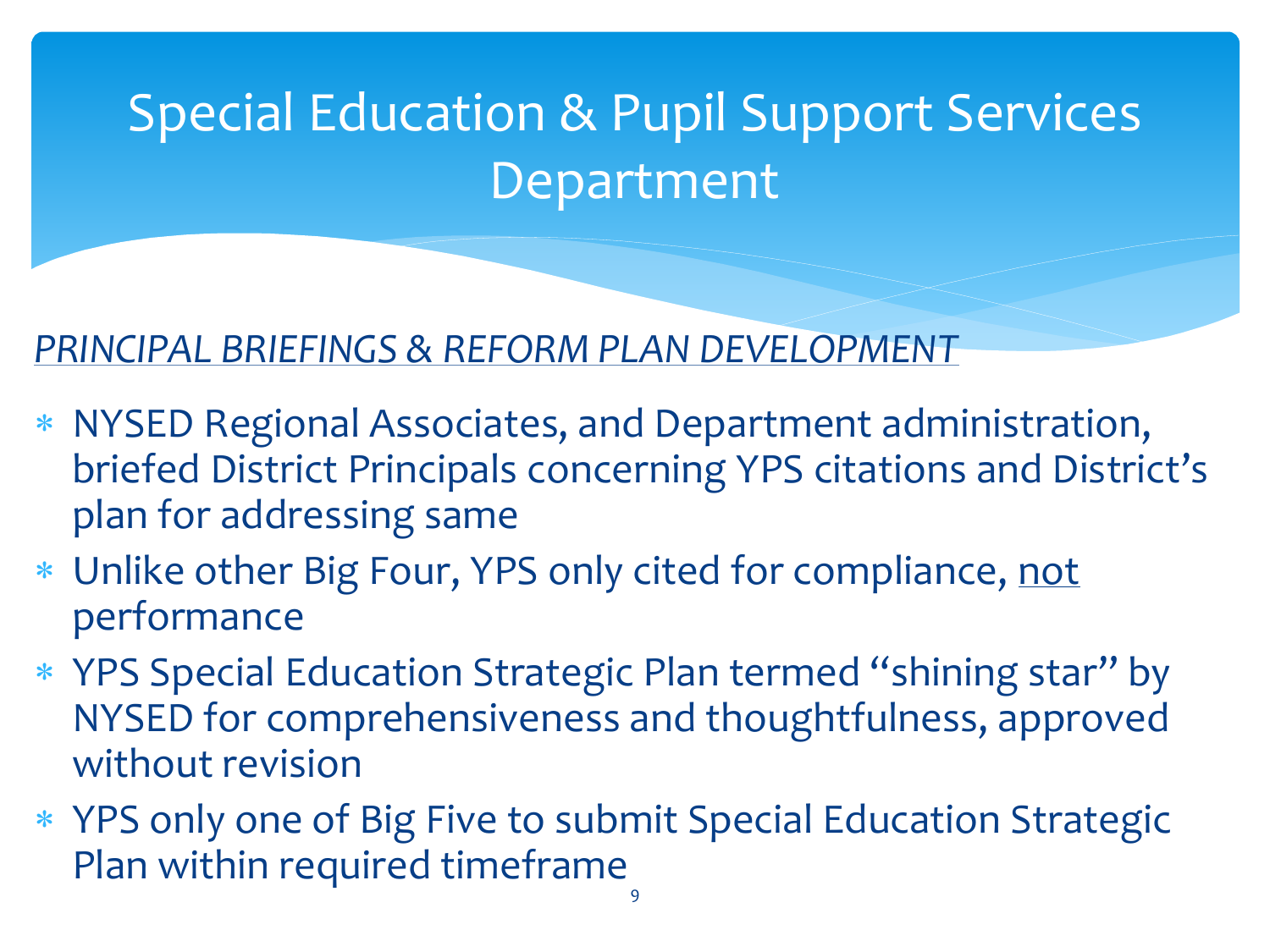# Special Education & Pupil Support Services Department

*PRINCIPAL BRIEFINGS & REFORM PLAN DEVELOPMENT*

- NYSED Regional Associates, and Department administration, briefed District Principals concerning YPS citations and District's plan for addressing same
- Unlike other Big Four, YPS only cited for compliance, not performance
- YPS Special Education Strategic Plan termed "shining star" by NYSED for comprehensiveness and thoughtfulness, approved without revision
- YPS only one of Big Five to submit Special Education Strategic Plan within required timeframe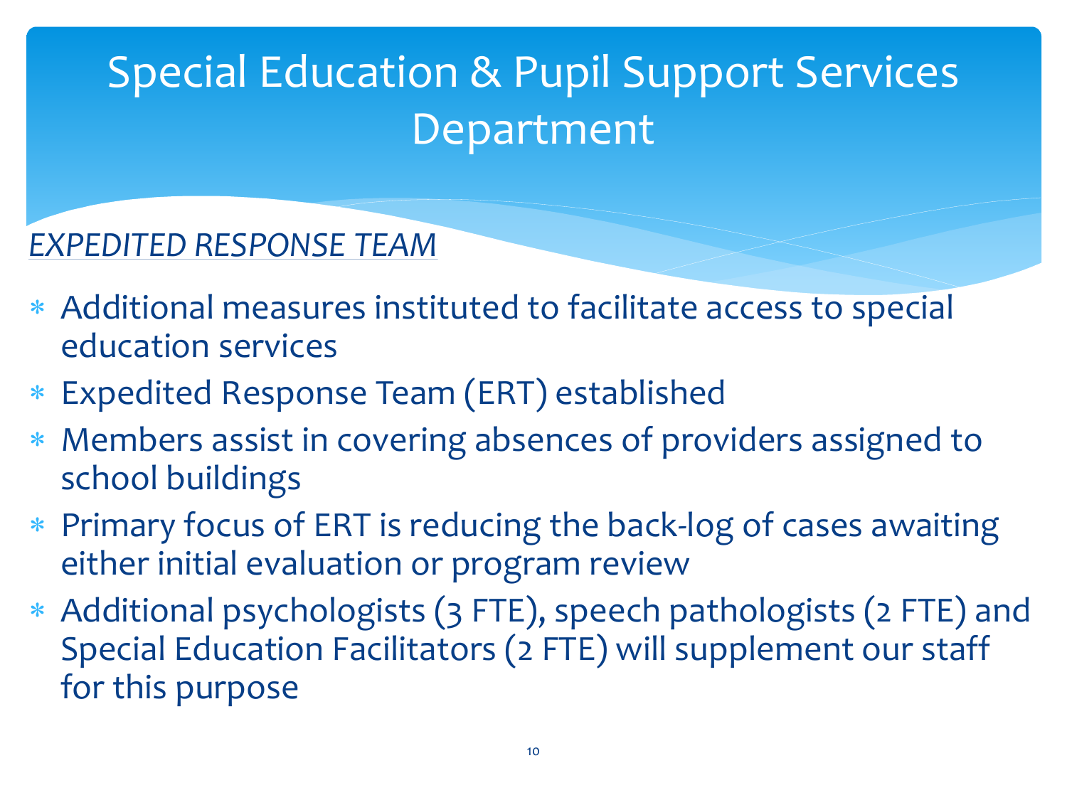# Special Education & Pupil Support Services Department

*EXPEDITED RESPONSE TEAM*

- Additional measures instituted to facilitate access to special education services
- Expedited Response Team (ERT) established
- Members assist in covering absences of providers assigned to school buildings
- Primary focus of ERT is reducing the back-log of cases awaiting either initial evaluation or program review
- Additional psychologists (3 FTE), speech pathologists (2 FTE) and Special Education Facilitators (2 FTE) will supplement our staff for this purpose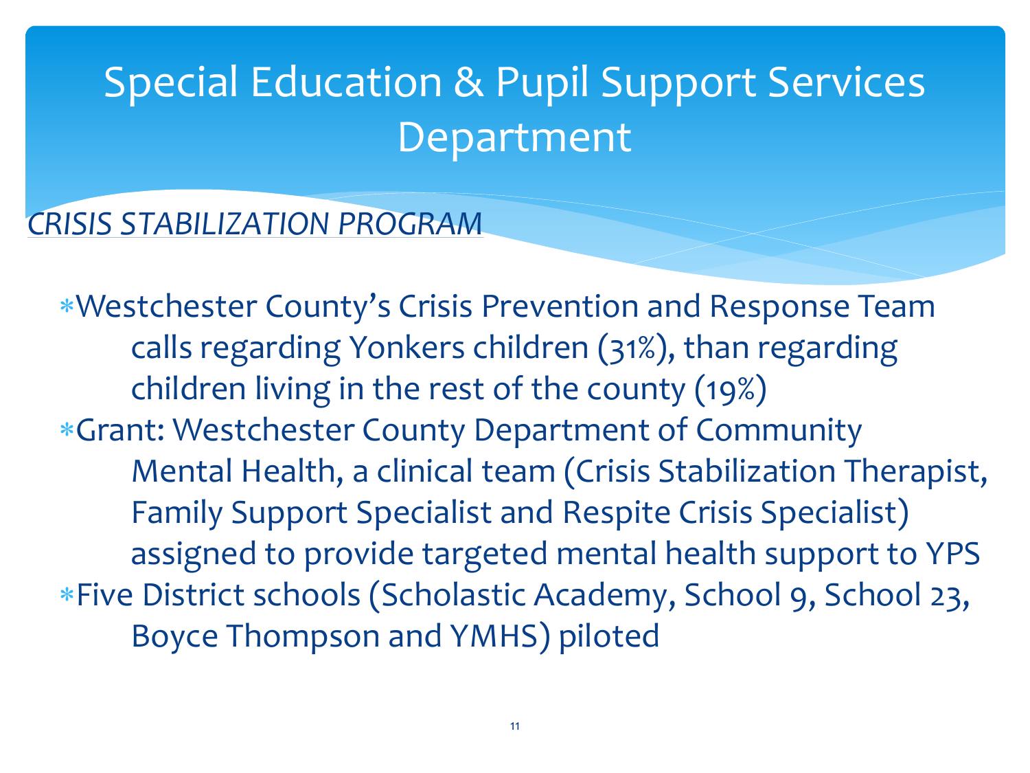# Special Education & Pupil Support Services Department

## *CRISIS STABILIZATION PROGRAM*

- Westchester County's Crisis Prevention and Response Team calls regarding Yonkers children (31%), than regarding children living in the rest of the county (19%)
- Grant: Westchester County Department of Community Mental Health, a clinical team (Crisis Stabilization Therapist, Family Support Specialist and Respite Crisis Specialist) assigned to provide targeted mental health support to YPS
- Five District schools (Scholastic Academy, School 9, School 23, Boyce Thompson and YMHS) piloted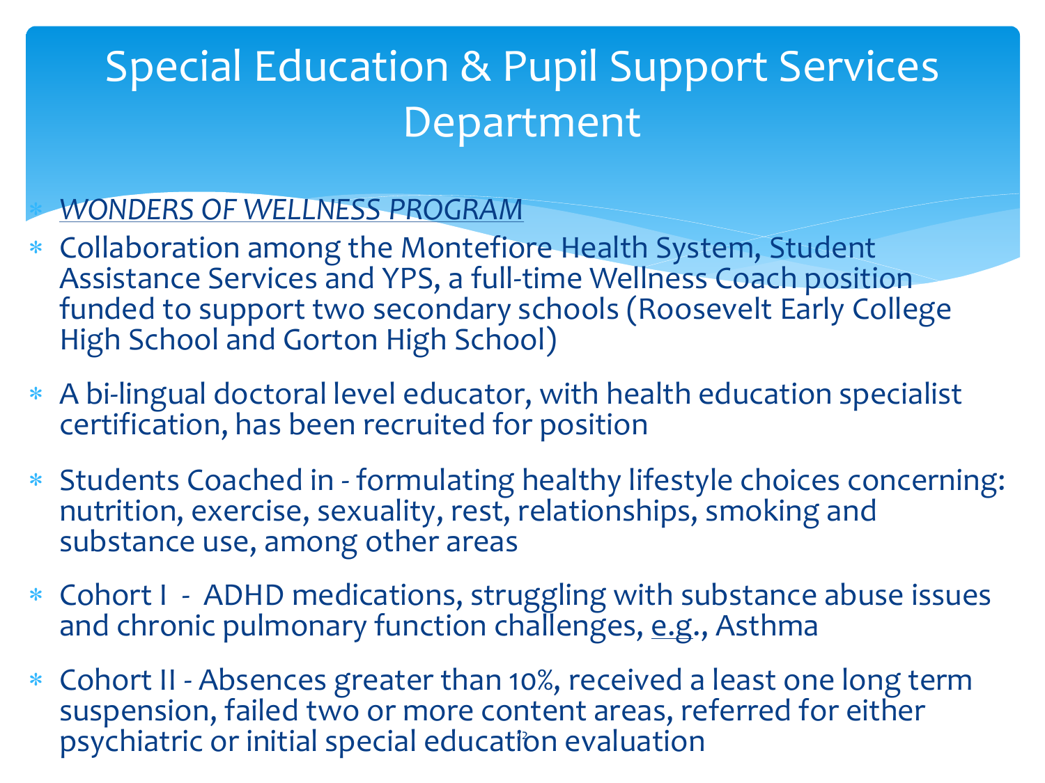# Special Education & Pupil Support Services Department

- *WONDERS OF WELLNESS PROGRAM*
- Collaboration among the Montefiore Health System, Student Assistance Services and YPS, a full-time Wellness Coach position funded to support two secondary schools (Roosevelt Early College High School and Gorton High School)
- A bi-lingual doctoral level educator, with health education specialist certification, has been recruited for position
- Students Coached in - formulating healthy lifestyle choices concerning: nutrition, exercise, sexuality, rest, relationships, smoking and substance use, among other areas
- Cohort I - ADHD medications, struggling with substance abuse issues and chronic pulmonary function challenges, e.g., Asthma
- Cohort II - Absences greater than 10%, received a least one long term suspension, failed two or more content areas, referred for either psychiatric or initial special education evaluation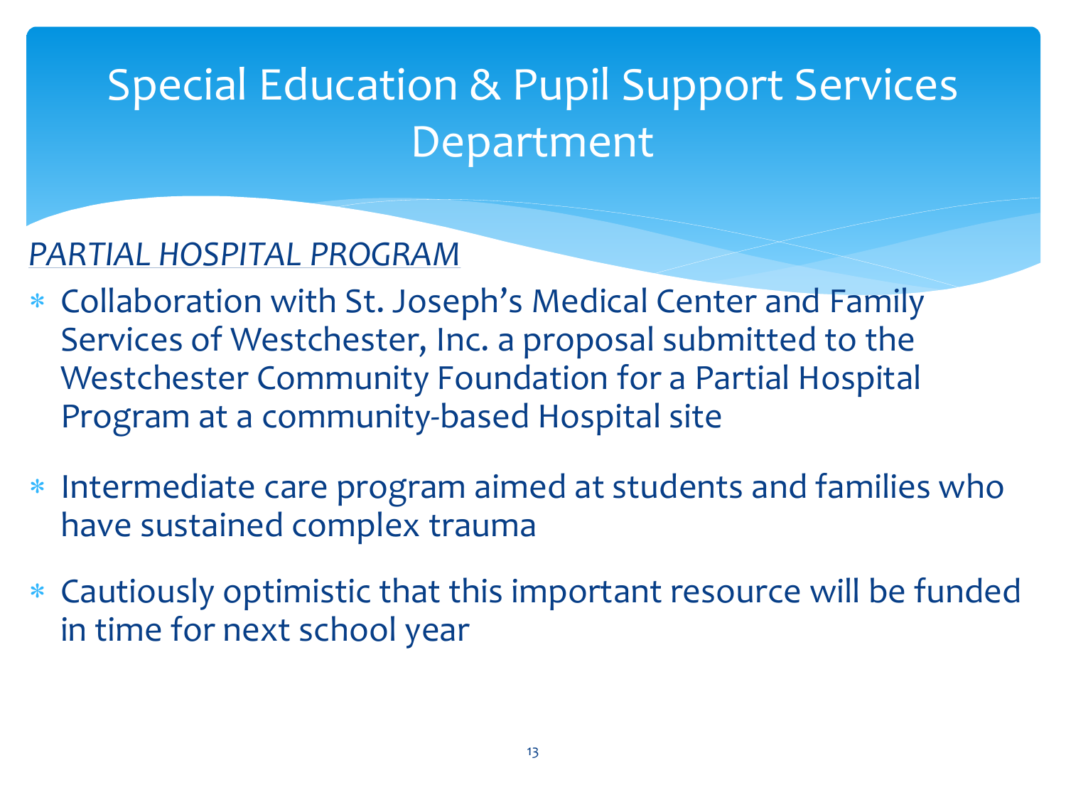# Special Education & Pupil Support Services Department

*PARTIAL HOSPITAL PROGRAM*

- Collaboration with St. Joseph's Medical Center and Family Services of Westchester, Inc. a proposal submitted to the Westchester Community Foundation for a Partial Hospital Program at a community-based Hospital site
- Intermediate care program aimed at students and families who have sustained complex trauma
- Cautiously optimistic that this important resource will be funded in time for next school year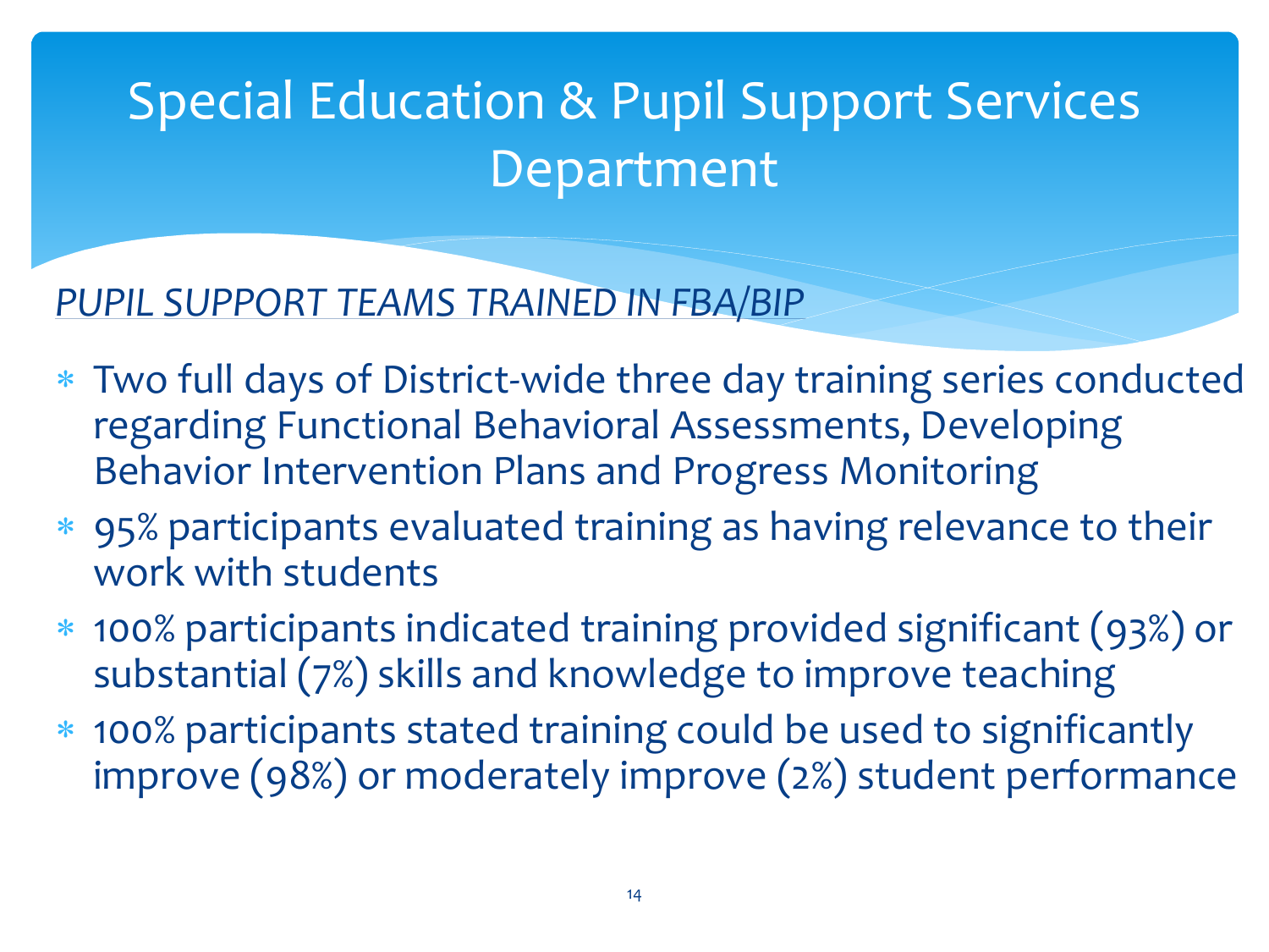# Special Education & Pupil Support Services Department

*PUPIL SUPPORT TEAMS TRAINED IN FBA/BIP*

- Two full days of District-wide three day training series conducted regarding Functional Behavioral Assessments, Developing Behavior Intervention Plans and Progress Monitoring
- 95% participants evaluated training as having relevance to their work with students
- 100% participants indicated training provided significant (93%) or substantial (7%) skills and knowledge to improve teaching
- 100% participants stated training could be used to significantly improve (98%) or moderately improve (2%) student performance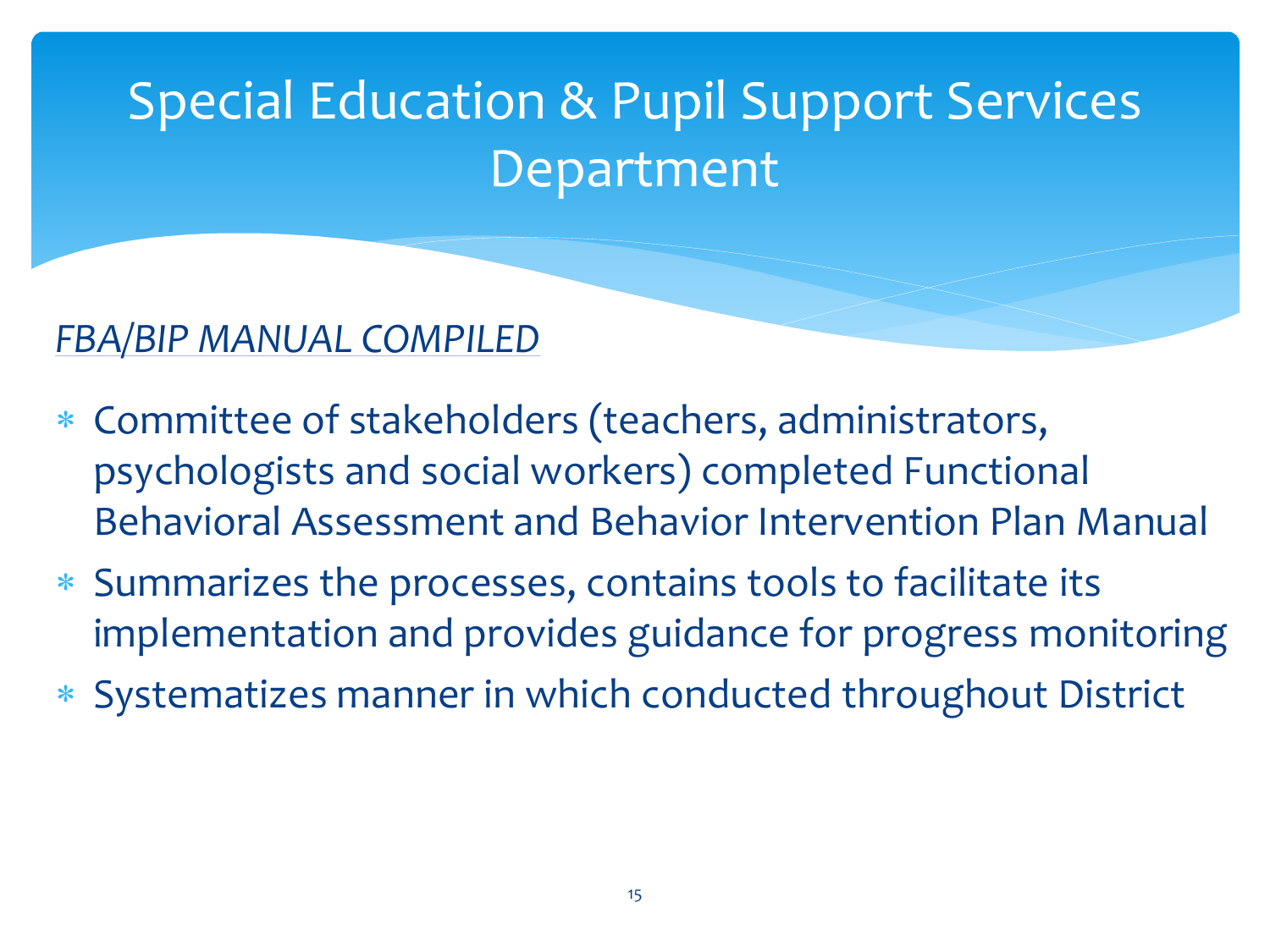# Special Education & Pupil Support Services Department

*FBA/BIP MANUAL COMPILED*

- Committee of stakeholders (teachers, administrators, psychologists and social workers) completed Functional Behavioral Assessment and Behavior Intervention Plan Manual
- Summarizes the processes, contains tools to facilitate its implementation and provides guidance for progress monitoring
- Systematizes manner in which conducted throughout District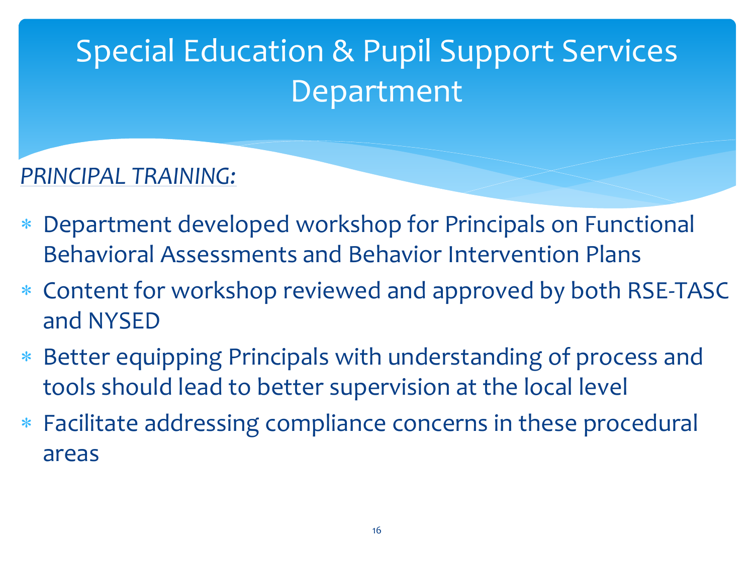# Special Education & Pupil Support Services Department

*PRINCIPAL TRAINING:*

- Department developed workshop for Principals on Functional Behavioral Assessments and Behavior Intervention Plans
- Content for workshop reviewed and approved by both RSE-TASC and NYSED
- Better equipping Principals with understanding of process and tools should lead to better supervision at the local level
- Facilitate addressing compliance concerns in these procedural areas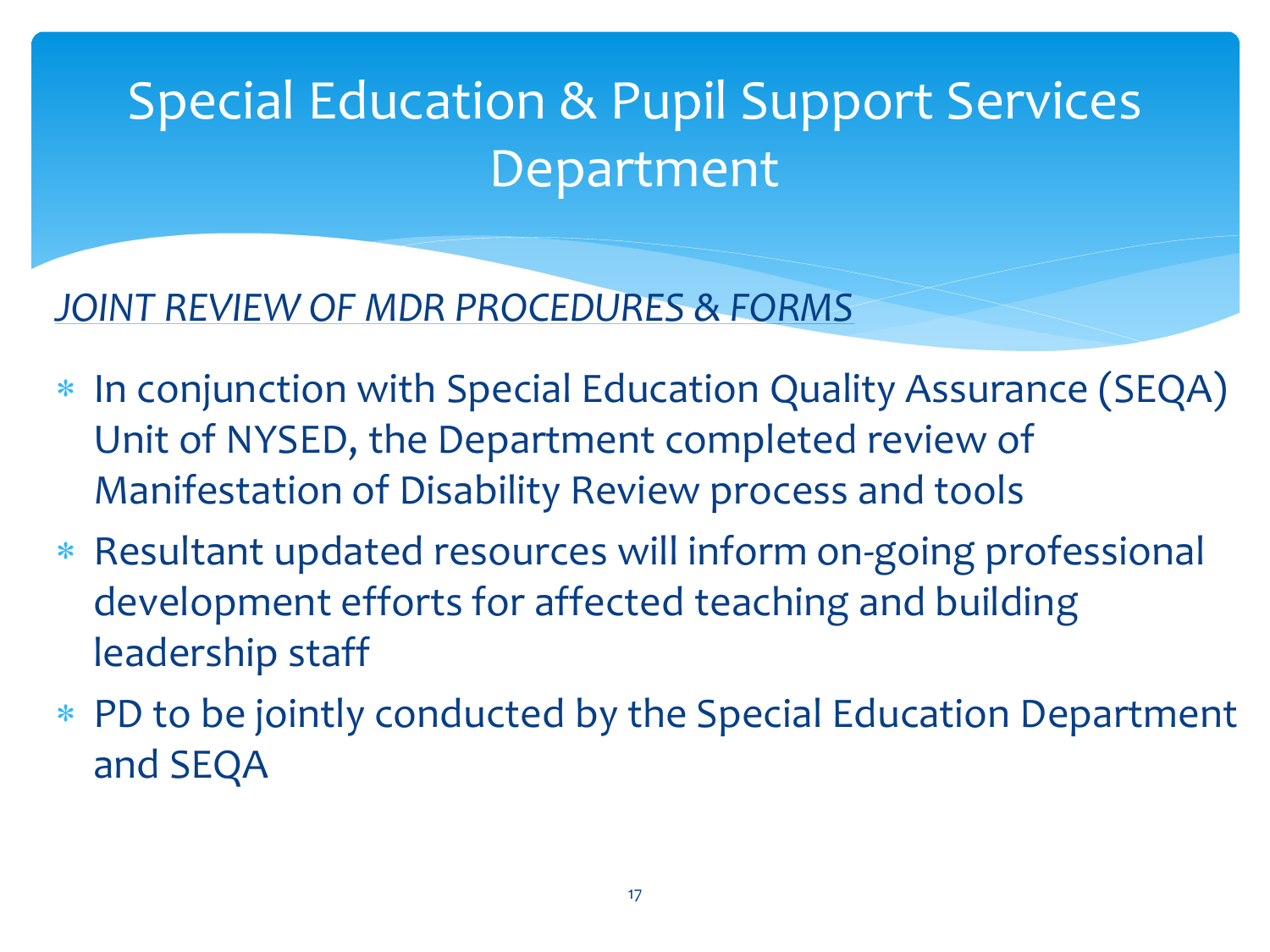# Special Education & Pupil Support Services Department

*JOINT REVIEW OF MDR PROCEDURES & FORMS*

- In conjunction with Special Education Quality Assurance (SEQA) Unit of NYSED, the Department completed review of Manifestation of Disability Review process and tools
- Resultant updated resources will inform on-going professional development efforts for affected teaching and building leadership staff
- PD to be jointly conducted by the Special Education Department and SEQA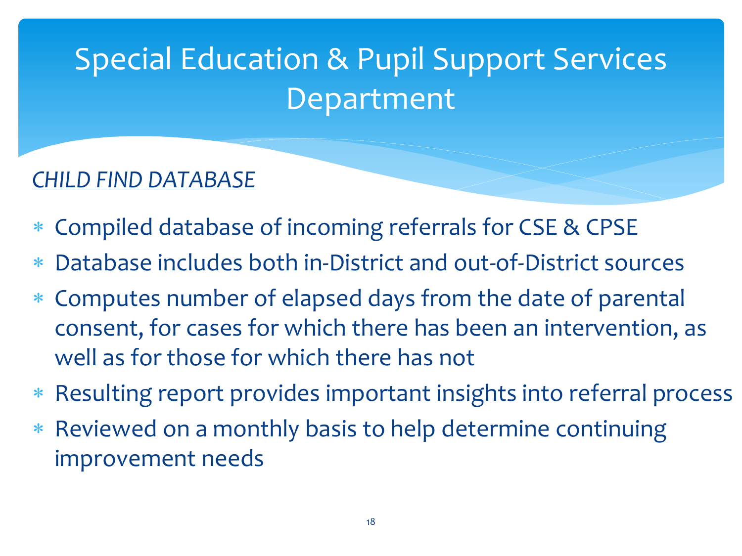# Special Education & Pupil Support Services Department

*CHILD FIND DATABASE*

- Compiled database of incoming referrals for CSE & CPSE
- Database includes both in-District and out-of-District sources
- Computes number of elapsed days from the date of parental consent, for cases for which there has been an intervention, as well as for those for which there has not
- Resulting report provides important insights into referral process
- Reviewed on a monthly basis to help determine continuing improvement needs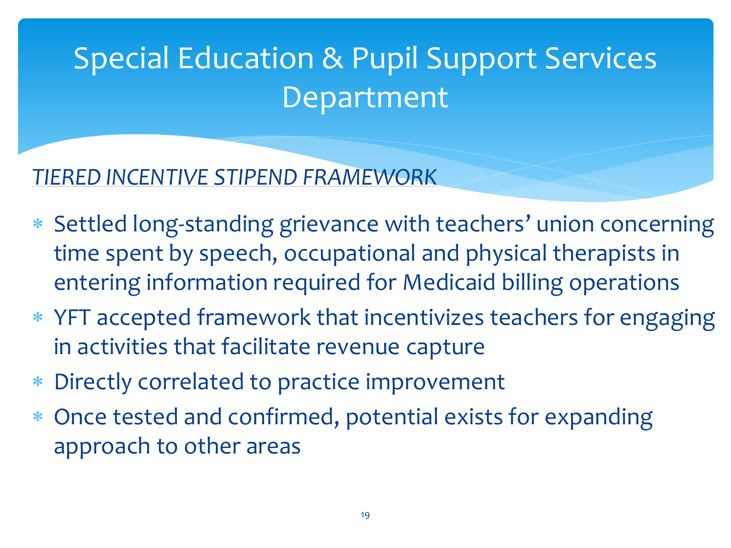# Special Education & Pupil Support Services Department

*TIERED INCENTIVE STIPEND FRAMEWORK*

- Settled long-standing grievance with teachers' union concerning time spent by speech, occupational and physical therapists in entering information required for Medicaid billing operations
- YFT accepted framework that incentivizes teachers for engaging in activities that facilitate revenue capture
- Directly correlated to practice improvement
- Once tested and confirmed, potential exists for expanding approach to other areas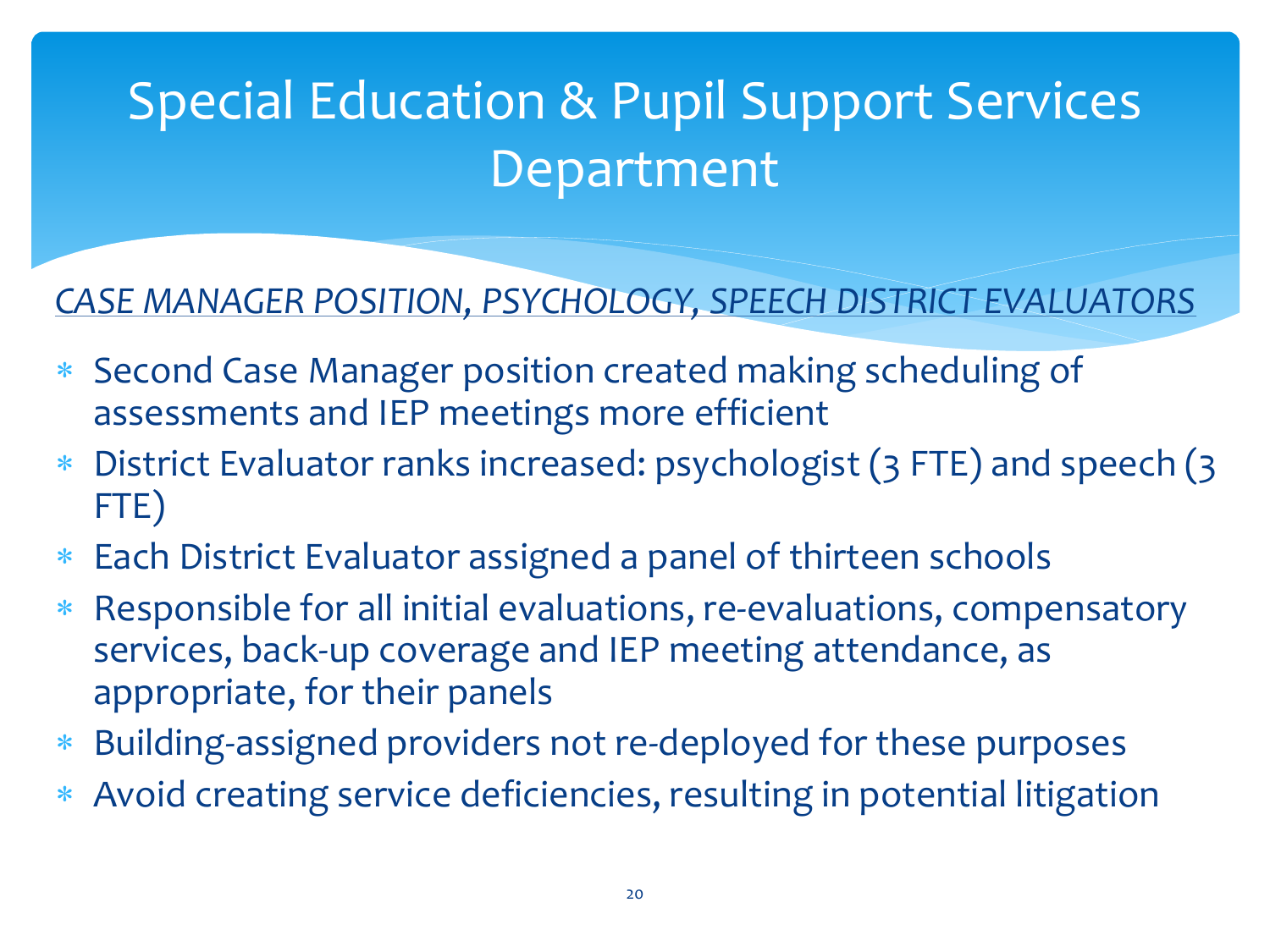# Special Education & Pupil Support Services Department

*CASE MANAGER POSITION, PSYCHOLOGY, SPEECH DISTRICT EVALUATORS*

- Second Case Manager position created making scheduling of assessments and IEP meetings more efficient
- District Evaluator ranks increased: psychologist (3 FTE) and speech (3 FTE)
- Each District Evaluator assigned a panel of thirteen schools
- Responsible for all initial evaluations, re-evaluations, compensatory services, back-up coverage and IEP meeting attendance, as appropriate, for their panels
- Building-assigned providers not re-deployed for these purposes
- Avoid creating service deficiencies, resulting in potential litigation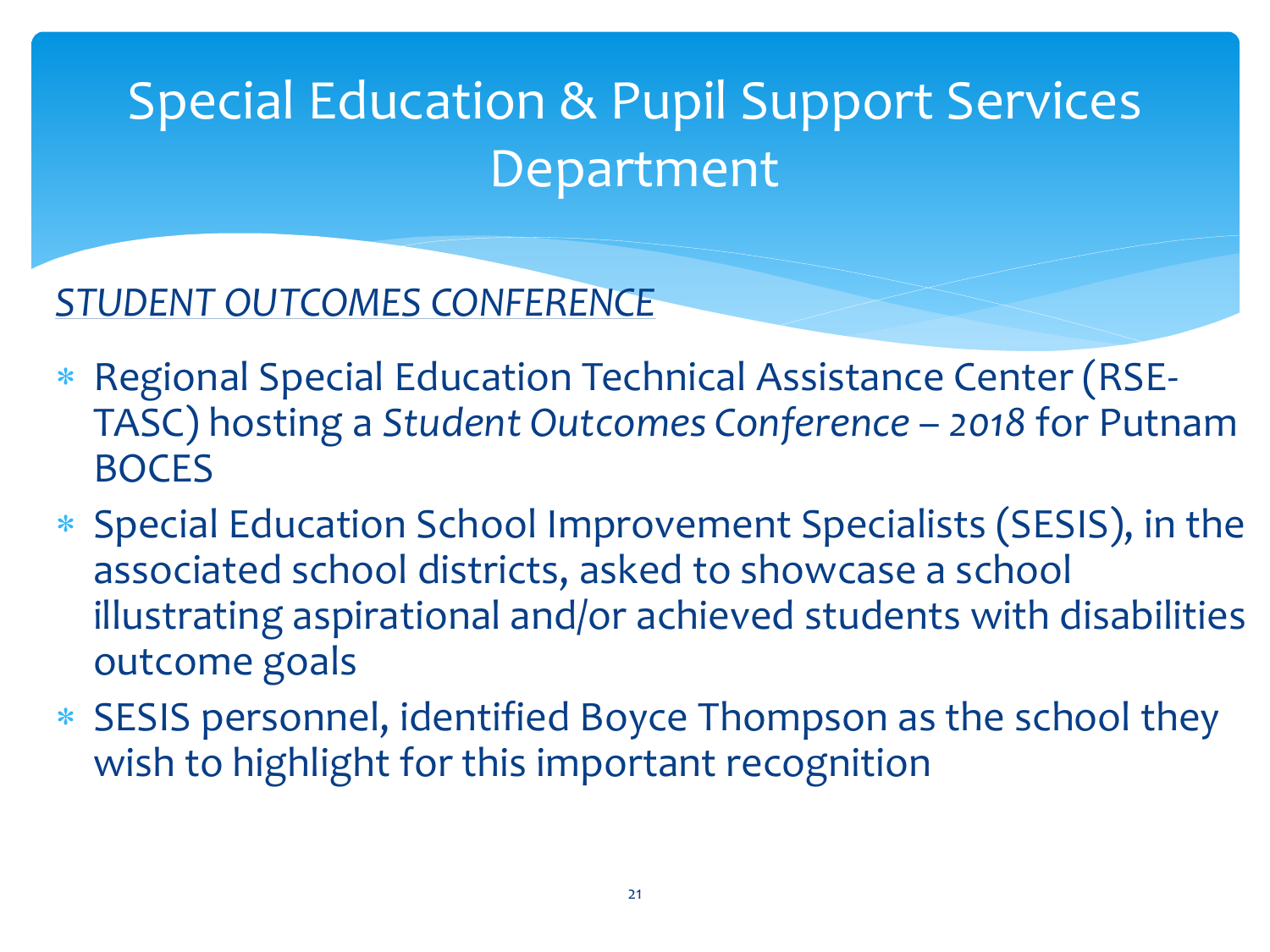# Special Education & Pupil Support Services Department

*STUDENT OUTCOMES CONFERENCE*

- Regional Special Education Technical Assistance Center (RSE-TASC) hosting a *Student Outcomes Conference – 2018* for Putnam BOCES
- Special Education School Improvement Specialists (SESIS), in the associated school districts, asked to showcase a school illustrating aspirational and/or achieved students with disabilities outcome goals
- SESIS personnel, identified Boyce Thompson as the school they wish to highlight for this important recognition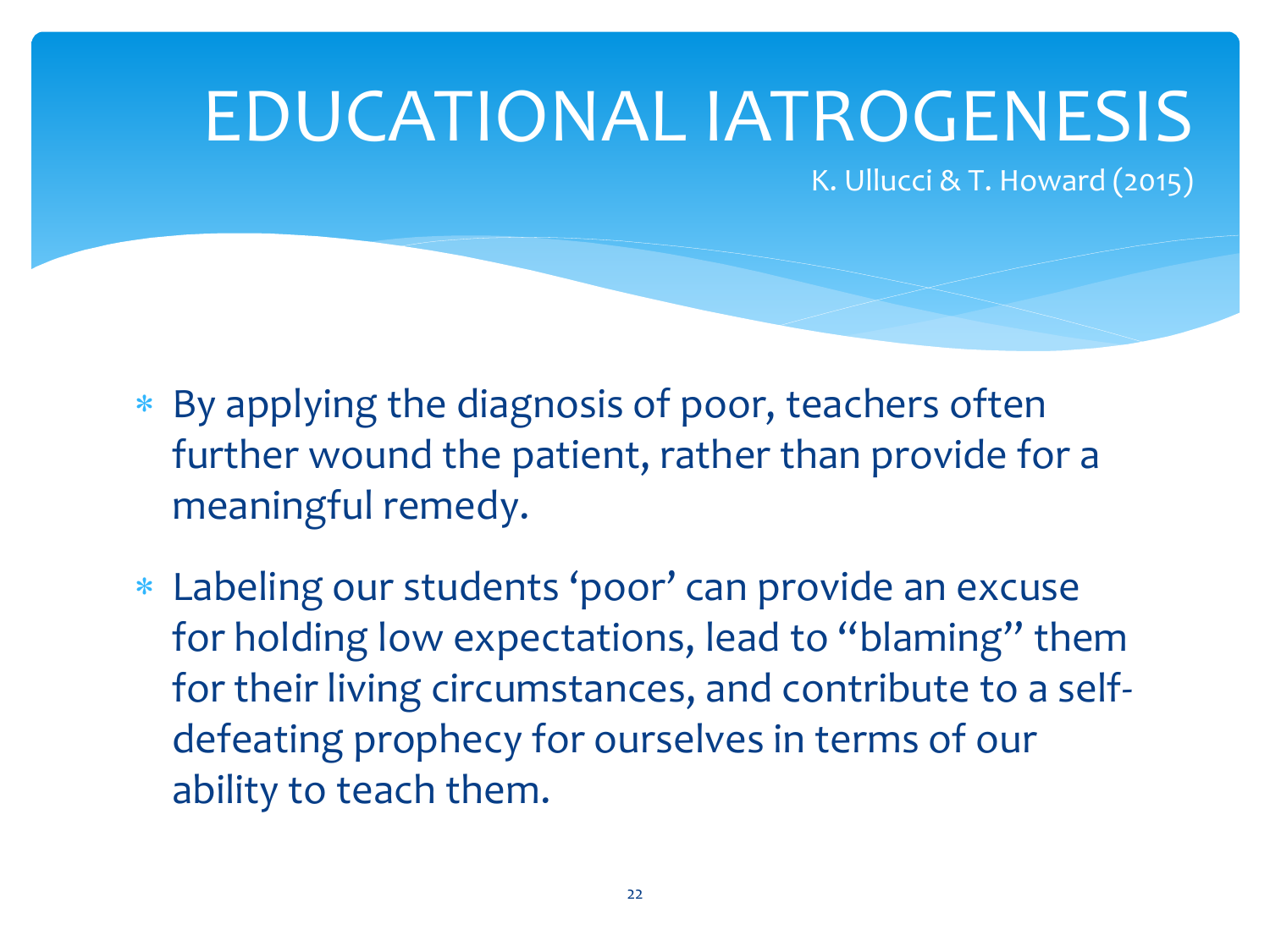# EDUCATIONAL IATROGENESIS

K. Ullucci & T. Howard (2015)

- By applying the diagnosis of poor, teachers often further wound the patient, rather than provide for a meaningful remedy.
- Labeling our students 'poor' can provide an excuse for holding low expectations, lead to "blaming" them for their living circumstances, and contribute to a self-defeating prophecy for ourselves in terms of our ability to teach them.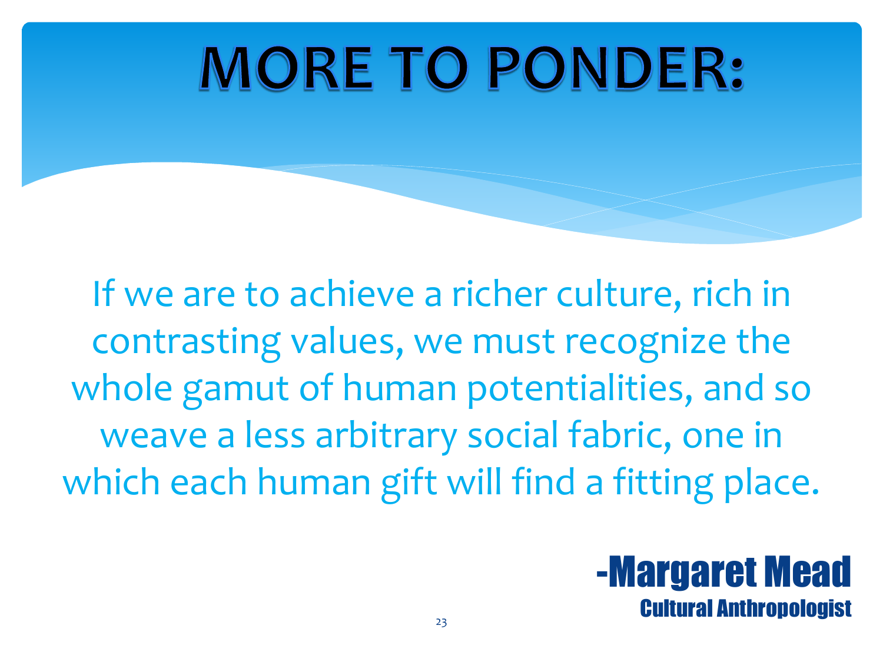# MORE TO PONDER:

If we are to achieve a richer culture, rich in contrasting values, we must recognize the whole gamut of human potentialities, and so weave a less arbitrary social fabric, one in which each human gift will find a fitting place.

**-Margaret Mead**

**Cultural Anthropologist**